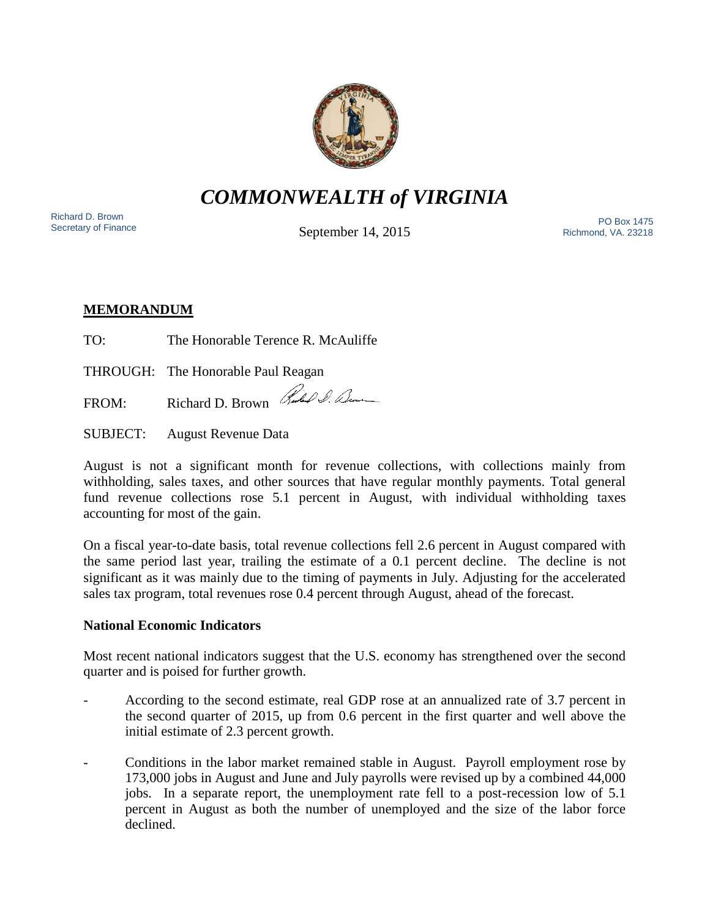# *COMMONWEALTH of VIRGINIA*

Richard D. Brown
Secretary of Finance

September 14, 2015

PO Box 1475
Richmond, VA. 23218

**MEMORANDUM**

TO: The Honorable Terence R. McAuliffe

THROUGH: The Honorable Paul Reagan

FROM: Richard D. Brown

SUBJECT: August Revenue Data

August is not a significant month for revenue collections, with collections mainly from withholding, sales taxes, and other sources that have regular monthly payments. Total general fund revenue collections rose 5.1 percent in August, with individual withholding taxes accounting for most of the gain.

On a fiscal year-to-date basis, total revenue collections fell 2.6 percent in August compared with the same period last year, trailing the estimate of a 0.1 percent decline. The decline is not significant as it was mainly due to the timing of payments in July. Adjusting for the accelerated sales tax program, total revenues rose 0.4 percent through August, ahead of the forecast.

**National Economic Indicators**

Most recent national indicators suggest that the U.S. economy has strengthened over the second quarter and is poised for further growth.

- According to the second estimate, real GDP rose at an annualized rate of 3.7 percent in the second quarter of 2015, up from 0.6 percent in the first quarter and well above the initial estimate of 2.3 percent growth.

- Conditions in the labor market remained stable in August. Payroll employment rose by 173,000 jobs in August and June and July payrolls were revised up by a combined 44,000 jobs. In a separate report, the unemployment rate fell to a post-recession low of 5.1 percent in August as both the number of unemployed and the size of the labor force declined.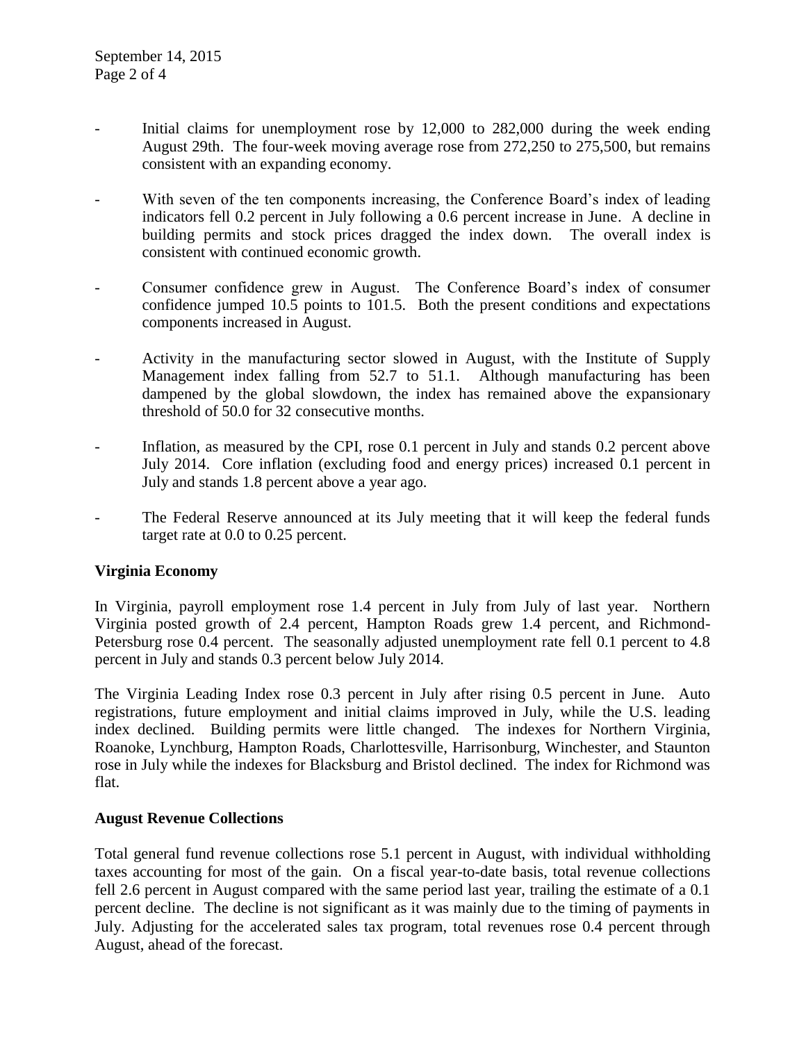- Initial claims for unemployment rose by 12,000 to 282,000 during the week ending August 29th. The four-week moving average rose from 272,250 to 275,500, but remains consistent with an expanding economy.

- With seven of the ten components increasing, the Conference Board's index of leading indicators fell 0.2 percent in July following a 0.6 percent increase in June. A decline in building permits and stock prices dragged the index down. The overall index is consistent with continued economic growth.

- Consumer confidence grew in August. The Conference Board's index of consumer confidence jumped 10.5 points to 101.5. Both the present conditions and expectations components increased in August.

- Activity in the manufacturing sector slowed in August, with the Institute of Supply Management index falling from 52.7 to 51.1. Although manufacturing has been dampened by the global slowdown, the index has remained above the expansionary threshold of 50.0 for 32 consecutive months.

- Inflation, as measured by the CPI, rose 0.1 percent in July and stands 0.2 percent above July 2014. Core inflation (excluding food and energy prices) increased 0.1 percent in July and stands 1.8 percent above a year ago.

- The Federal Reserve announced at its July meeting that it will keep the federal funds target rate at 0.0 to 0.25 percent.

**Virginia Economy**

In Virginia, payroll employment rose 1.4 percent in July from July of last year. Northern Virginia posted growth of 2.4 percent, Hampton Roads grew 1.4 percent, and Richmond-Petersburg rose 0.4 percent. The seasonally adjusted unemployment rate fell 0.1 percent to 4.8 percent in July and stands 0.3 percent below July 2014.

The Virginia Leading Index rose 0.3 percent in July after rising 0.5 percent in June. Auto registrations, future employment and initial claims improved in July, while the U.S. leading index declined. Building permits were little changed. The indexes for Northern Virginia, Roanoke, Lynchburg, Hampton Roads, Charlottesville, Harrisonburg, Winchester, and Staunton rose in July while the indexes for Blacksburg and Bristol declined. The index for Richmond was flat.

**August Revenue Collections**

Total general fund revenue collections rose 5.1 percent in August, with individual withholding taxes accounting for most of the gain. On a fiscal year-to-date basis, total revenue collections fell 2.6 percent in August compared with the same period last year, trailing the estimate of a 0.1 percent decline. The decline is not significant as it was mainly due to the timing of payments in July. Adjusting for the accelerated sales tax program, total revenues rose 0.4 percent through August, ahead of the forecast.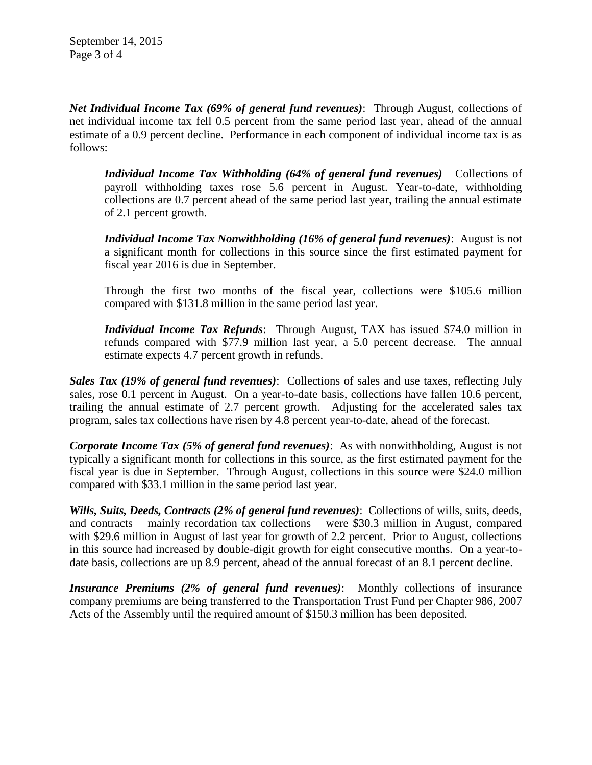***Net Individual Income Tax (69% of general fund revenues)***: Through August, collections of net individual income tax fell 0.5 percent from the same period last year, ahead of the annual estimate of a 0.9 percent decline. Performance in each component of individual income tax is as follows:

> ***Individual Income Tax Withholding (64% of general fund revenues)*** Collections of payroll withholding taxes rose 5.6 percent in August. Year-to-date, withholding collections are 0.7 percent ahead of the same period last year, trailing the annual estimate of 2.1 percent growth.
>
> ***Individual Income Tax Nonwithholding (16% of general fund revenues)***: August is not a significant month for collections in this source since the first estimated payment for fiscal year 2016 is due in September.
>
> Through the first two months of the fiscal year, collections were $105.6 million compared with $131.8 million in the same period last year.
>
> ***Individual Income Tax Refunds***: Through August, TAX has issued $74.0 million in refunds compared with $77.9 million last year, a 5.0 percent decrease. The annual estimate expects 4.7 percent growth in refunds.

***Sales Tax (19% of general fund revenues)***: Collections of sales and use taxes, reflecting July sales, rose 0.1 percent in August. On a year-to-date basis, collections have fallen 10.6 percent, trailing the annual estimate of 2.7 percent growth. Adjusting for the accelerated sales tax program, sales tax collections have risen by 4.8 percent year-to-date, ahead of the forecast.

***Corporate Income Tax (5% of general fund revenues)***: As with nonwithholding, August is not typically a significant month for collections in this source, as the first estimated payment for the fiscal year is due in September. Through August, collections in this source were $24.0 million compared with $33.1 million in the same period last year.

***Wills, Suits, Deeds, Contracts (2% of general fund revenues)***: Collections of wills, suits, deeds, and contracts – mainly recordation tax collections – were $30.3 million in August, compared with $29.6 million in August of last year for growth of 2.2 percent. Prior to August, collections in this source had increased by double-digit growth for eight consecutive months. On a year-to-date basis, collections are up 8.9 percent, ahead of the annual forecast of an 8.1 percent decline.

***Insurance Premiums (2% of general fund revenues)***: Monthly collections of insurance company premiums are being transferred to the Transportation Trust Fund per Chapter 986, 2007 Acts of the Assembly until the required amount of $150.3 million has been deposited.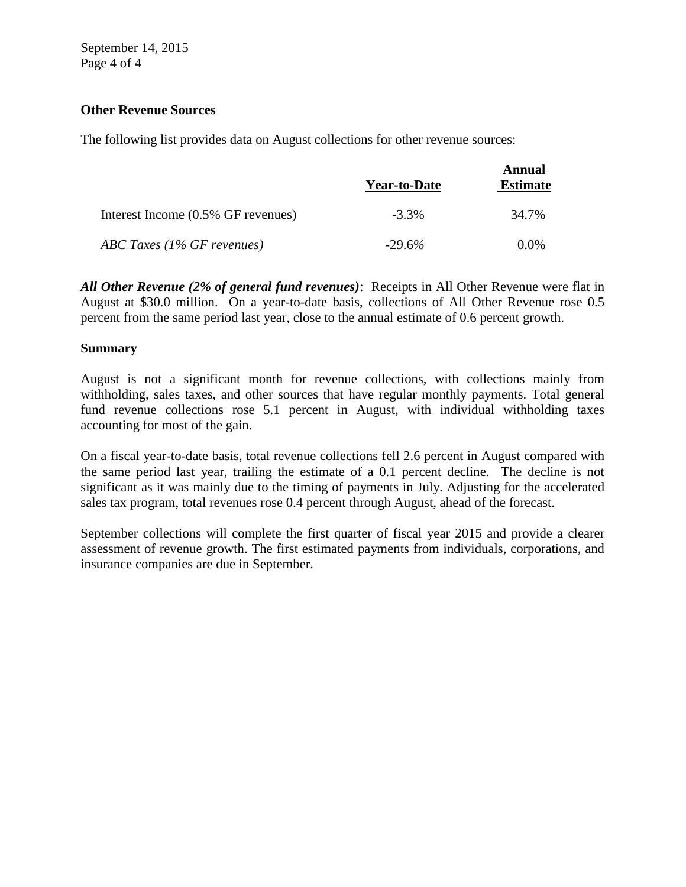**Other Revenue Sources**

The following list provides data on August collections for other revenue sources:

| | Year-to-Date | Annual Estimate |
|---|---|---|
| Interest Income (0.5% GF revenues) | -3.3% | 34.7% |
| *ABC Taxes (1% GF revenues)* | *-29.6%* | 0.0% |

***All Other Revenue (2% of general fund revenues)***: Receipts in All Other Revenue were flat in August at $30.0 million. On a year-to-date basis, collections of All Other Revenue rose 0.5 percent from the same period last year, close to the annual estimate of 0.6 percent growth.

**Summary**

August is not a significant month for revenue collections, with collections mainly from withholding, sales taxes, and other sources that have regular monthly payments. Total general fund revenue collections rose 5.1 percent in August, with individual withholding taxes accounting for most of the gain.

On a fiscal year-to-date basis, total revenue collections fell 2.6 percent in August compared with the same period last year, trailing the estimate of a 0.1 percent decline. The decline is not significant as it was mainly due to the timing of payments in July. Adjusting for the accelerated sales tax program, total revenues rose 0.4 percent through August, ahead of the forecast.

September collections will complete the first quarter of fiscal year 2015 and provide a clearer assessment of revenue growth. The first estimated payments from individuals, corporations, and insurance companies are due in September.